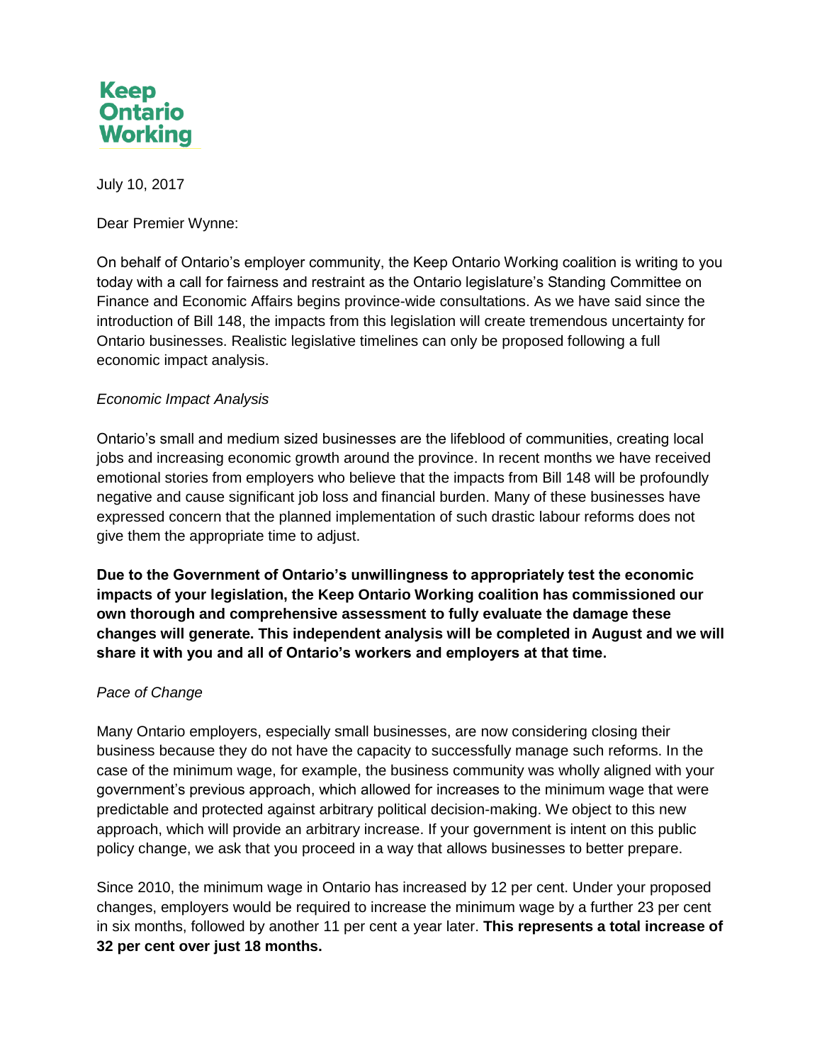**Keep Ontario Working**

July 10, 2017

Dear Premier Wynne:

On behalf of Ontario's employer community, the Keep Ontario Working coalition is writing to you today with a call for fairness and restraint as the Ontario legislature's Standing Committee on Finance and Economic Affairs begins province-wide consultations. As we have said since the introduction of Bill 148, the impacts from this legislation will create tremendous uncertainty for Ontario businesses. Realistic legislative timelines can only be proposed following a full economic impact analysis.

*Economic Impact Analysis*

Ontario's small and medium sized businesses are the lifeblood of communities, creating local jobs and increasing economic growth around the province. In recent months we have received emotional stories from employers who believe that the impacts from Bill 148 will be profoundly negative and cause significant job loss and financial burden. Many of these businesses have expressed concern that the planned implementation of such drastic labour reforms does not give them the appropriate time to adjust.

**Due to the Government of Ontario's unwillingness to appropriately test the economic impacts of your legislation, the Keep Ontario Working coalition has commissioned our own thorough and comprehensive assessment to fully evaluate the damage these changes will generate. This independent analysis will be completed in August and we will share it with you and all of Ontario's workers and employers at that time.**

*Pace of Change*

Many Ontario employers, especially small businesses, are now considering closing their business because they do not have the capacity to successfully manage such reforms. In the case of the minimum wage, for example, the business community was wholly aligned with your government's previous approach, which allowed for increases to the minimum wage that were predictable and protected against arbitrary political decision-making. We object to this new approach, which will provide an arbitrary increase. If your government is intent on this public policy change, we ask that you proceed in a way that allows businesses to better prepare.

Since 2010, the minimum wage in Ontario has increased by 12 per cent. Under your proposed changes, employers would be required to increase the minimum wage by a further 23 per cent in six months, followed by another 11 per cent a year later. **This represents a total increase of 32 per cent over just 18 months.**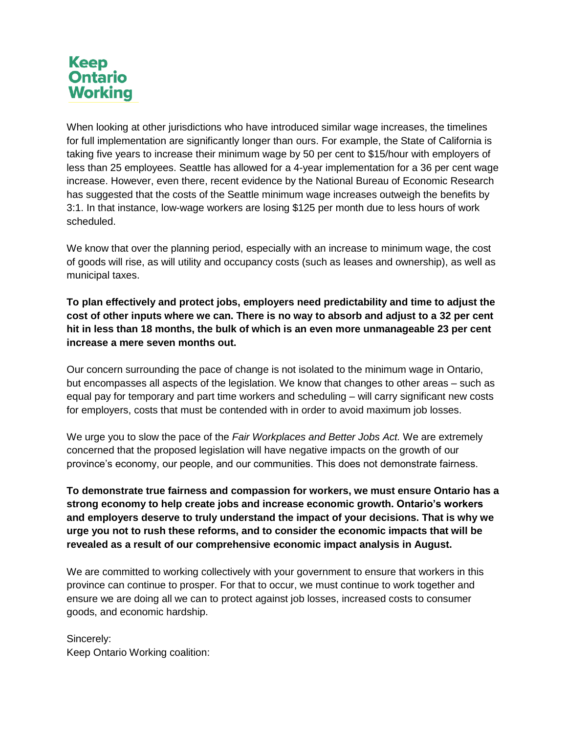Keep Ontario Working

When looking at other jurisdictions who have introduced similar wage increases, the timelines for full implementation are significantly longer than ours. For example, the State of California is taking five years to increase their minimum wage by 50 per cent to $15/hour with employers of less than 25 employees. Seattle has allowed for a 4-year implementation for a 36 per cent wage increase. However, even there, recent evidence by the National Bureau of Economic Research has suggested that the costs of the Seattle minimum wage increases outweigh the benefits by 3:1. In that instance, low-wage workers are losing $125 per month due to less hours of work scheduled.

We know that over the planning period, especially with an increase to minimum wage, the cost of goods will rise, as will utility and occupancy costs (such as leases and ownership), as well as municipal taxes.

**To plan effectively and protect jobs, employers need predictability and time to adjust the cost of other inputs where we can. There is no way to absorb and adjust to a 32 per cent hit in less than 18 months, the bulk of which is an even more unmanageable 23 per cent increase a mere seven months out.**

Our concern surrounding the pace of change is not isolated to the minimum wage in Ontario, but encompasses all aspects of the legislation. We know that changes to other areas – such as equal pay for temporary and part time workers and scheduling – will carry significant new costs for employers, costs that must be contended with in order to avoid maximum job losses.

We urge you to slow the pace of the *Fair Workplaces and Better Jobs Act.* We are extremely concerned that the proposed legislation will have negative impacts on the growth of our province's economy, our people, and our communities. This does not demonstrate fairness.

**To demonstrate true fairness and compassion for workers, we must ensure Ontario has a strong economy to help create jobs and increase economic growth. Ontario's workers and employers deserve to truly understand the impact of your decisions. That is why we urge you not to rush these reforms, and to consider the economic impacts that will be revealed as a result of our comprehensive economic impact analysis in August.**

We are committed to working collectively with your government to ensure that workers in this province can continue to prosper. For that to occur, we must continue to work together and ensure we are doing all we can to protect against job losses, increased costs to consumer goods, and economic hardship.

Sincerely:
Keep Ontario Working coalition: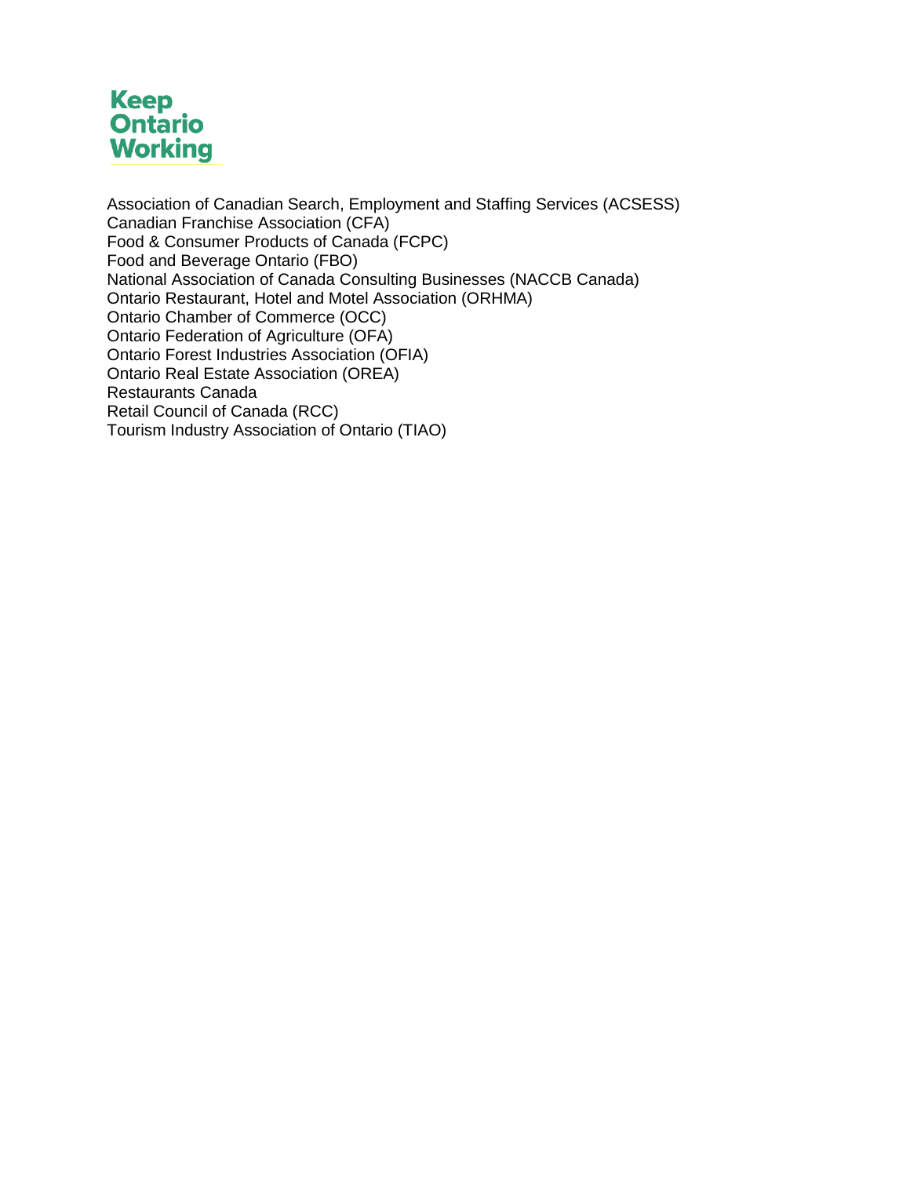Keep Ontario Working

Association of Canadian Search, Employment and Staffing Services (ACSESS)
Canadian Franchise Association (CFA)
Food & Consumer Products of Canada (FCPC)
Food and Beverage Ontario (FBO)
National Association of Canada Consulting Businesses (NACCB Canada)
Ontario Restaurant, Hotel and Motel Association (ORHMA)
Ontario Chamber of Commerce (OCC)
Ontario Federation of Agriculture (OFA)
Ontario Forest Industries Association (OFIA)
Ontario Real Estate Association (OREA)
Restaurants Canada
Retail Council of Canada (RCC)
Tourism Industry Association of Ontario (TIAO)